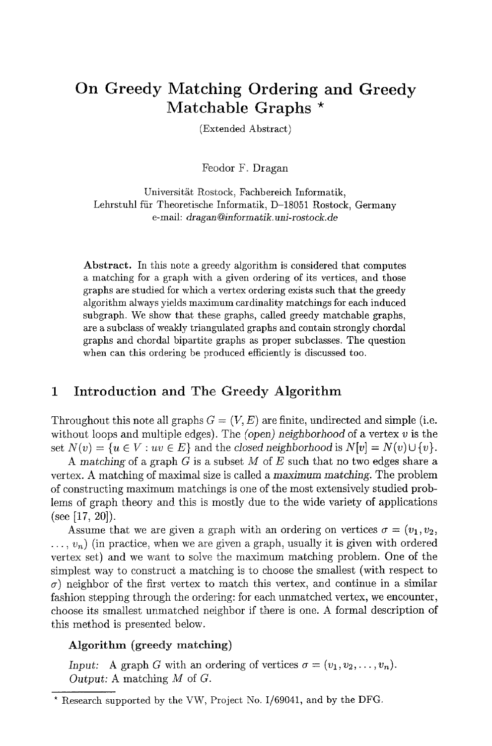# On Greedy Matching Ordering and Greedy Matchable Graphs *

(Extended Abstract)

Feodor F. Dragan

Universität Rostock, Fachbereich Informatik,
Lehrstuhl für Theoretische Informatik, D–18051 Rostock, Germany
e-mail: *dragan@informatik.uni-rostock.de*

**Abstract.** In this note a greedy algorithm is considered that computes a matching for a graph with a given ordering of its vertices, and those graphs are studied for which a vertex ordering exists such that the greedy algorithm always yields maximum cardinality matchings for each induced subgraph. We show that these graphs, called greedy matchable graphs, are a subclass of weakly triangulated graphs and contain strongly chordal graphs and chordal bipartite graphs as proper subclasses. The question when can this ordering be produced efficiently is discussed too.

## 1 Introduction and The Greedy Algorithm

Throughout this note all graphs $G = (V, E)$ are finite, undirected and simple (i.e. without loops and multiple edges). The *(open) neighborhood* of a vertex $v$ is the set $N(v) = \{u \in V : uv \in E\}$ and the *closed neighborhood* is $N[v] = N(v) \cup \{v\}$.

A *matching* of a graph $G$ is a subset $M$ of $E$ such that no two edges share a vertex. A matching of maximal size is called a *maximum matching*. The problem of constructing maximum matchings is one of the most extensively studied problems of graph theory and this is mostly due to the wide variety of applications (see [17, 20]).

Assume that we are given a graph with an ordering on vertices $\sigma = (v_1, v_2, \ldots, v_n)$ (in practice, when we are given a graph, usually it is given with ordered vertex set) and we want to solve the maximum matching problem. One of the simplest way to construct a matching is to choose the smallest (with respect to $\sigma$) neighbor of the first vertex to match this vertex, and continue in a similar fashion stepping through the ordering: for each unmatched vertex, we encounter, choose its smallest unmatched neighbor if there is one. A formal description of this method is presented below.

**Algorithm (greedy matching)**

*Input:* A graph $G$ with an ordering of vertices $\sigma = (v_1, v_2, \ldots, v_n)$.
*Output:* A matching $M$ of $G$.

* Research supported by the VW, Project No. I/69041, and by the DFG.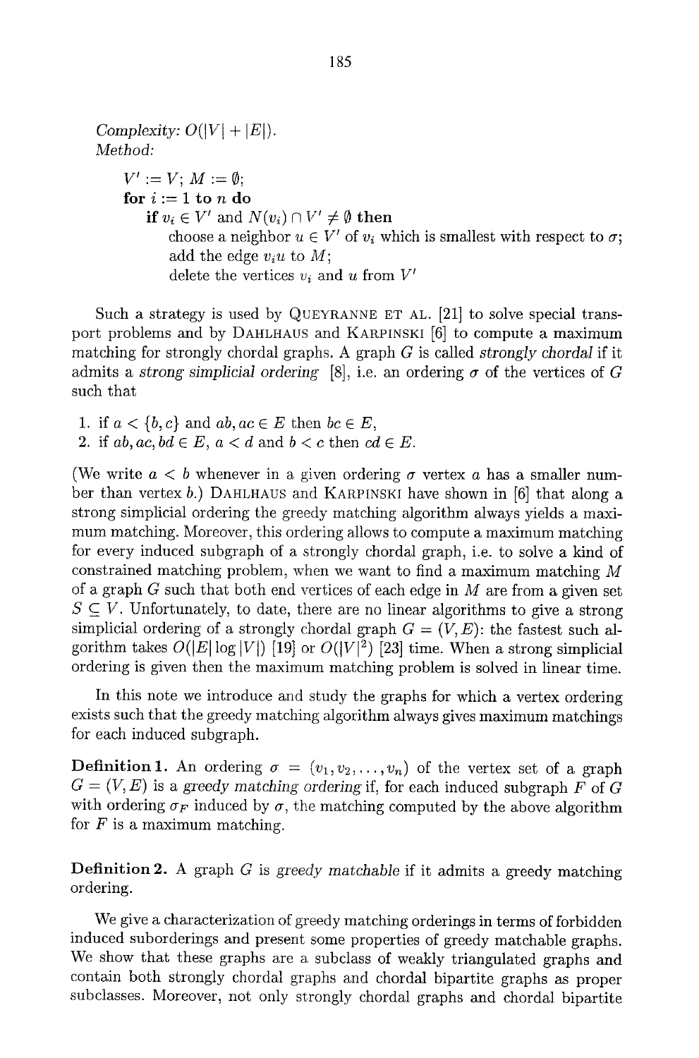*Complexity:* $O(|V| + |E|)$.
*Method:*

$V' := V$; $M := \emptyset$;
**for** $i := 1$ **to** $n$ **do**
  **if** $v_i \in V'$ and $N(v_i) \cap V' \neq \emptyset$ **then**
    choose a neighbor $u \in V'$ of $v_i$ which is smallest with respect to $\sigma$;
    add the edge $v_i u$ to $M$;
    delete the vertices $v_i$ and $u$ from $V'$

Such a strategy is used by QUEYRANNE ET AL. [21] to solve special transport problems and by DAHLHAUS and KARPINSKI [6] to compute a maximum matching for strongly chordal graphs. A graph $G$ is called *strongly chordal* if it admits a *strong simplicial ordering* [8], i.e. an ordering $\sigma$ of the vertices of $G$ such that

1. if $a < \{b, c\}$ and $ab, ac \in E$ then $bc \in E$,
2. if $ab, ac, bd \in E$, $a < d$ and $b < c$ then $cd \in E$.

(We write $a < b$ whenever in a given ordering $\sigma$ vertex $a$ has a smaller number than vertex $b$.) DAHLHAUS and KARPINSKI have shown in [6] that along a strong simplicial ordering the greedy matching algorithm always yields a maximum matching. Moreover, this ordering allows to compute a maximum matching for every induced subgraph of a strongly chordal graph, i.e. to solve a kind of constrained matching problem, when we want to find a maximum matching $M$ of a graph $G$ such that both end vertices of each edge in $M$ are from a given set $S \subseteq V$. Unfortunately, to date, there are no linear algorithms to give a strong simplicial ordering of a strongly chordal graph $G = (V, E)$: the fastest such algorithm takes $O(|E| \log |V|)$ [19] or $O(|V|^2)$ [23] time. When a strong simplicial ordering is given then the maximum matching problem is solved in linear time.

In this note we introduce and study the graphs for which a vertex ordering exists such that the greedy matching algorithm always gives maximum matchings for each induced subgraph.

**Definition 1.** An ordering $\sigma = (v_1, v_2, \ldots, v_n)$ of the vertex set of a graph $G = (V, E)$ is a *greedy matching ordering* if, for each induced subgraph $F$ of $G$ with ordering $\sigma_F$ induced by $\sigma$, the matching computed by the above algorithm for $F$ is a maximum matching.

**Definition 2.** A graph $G$ is *greedy matchable* if it admits a greedy matching ordering.

We give a characterization of greedy matching orderings in terms of forbidden induced suborderings and present some properties of greedy matchable graphs. We show that these graphs are a subclass of weakly triangulated graphs and contain both strongly chordal graphs and chordal bipartite graphs as proper subclasses. Moreover, not only strongly chordal graphs and chordal bipartite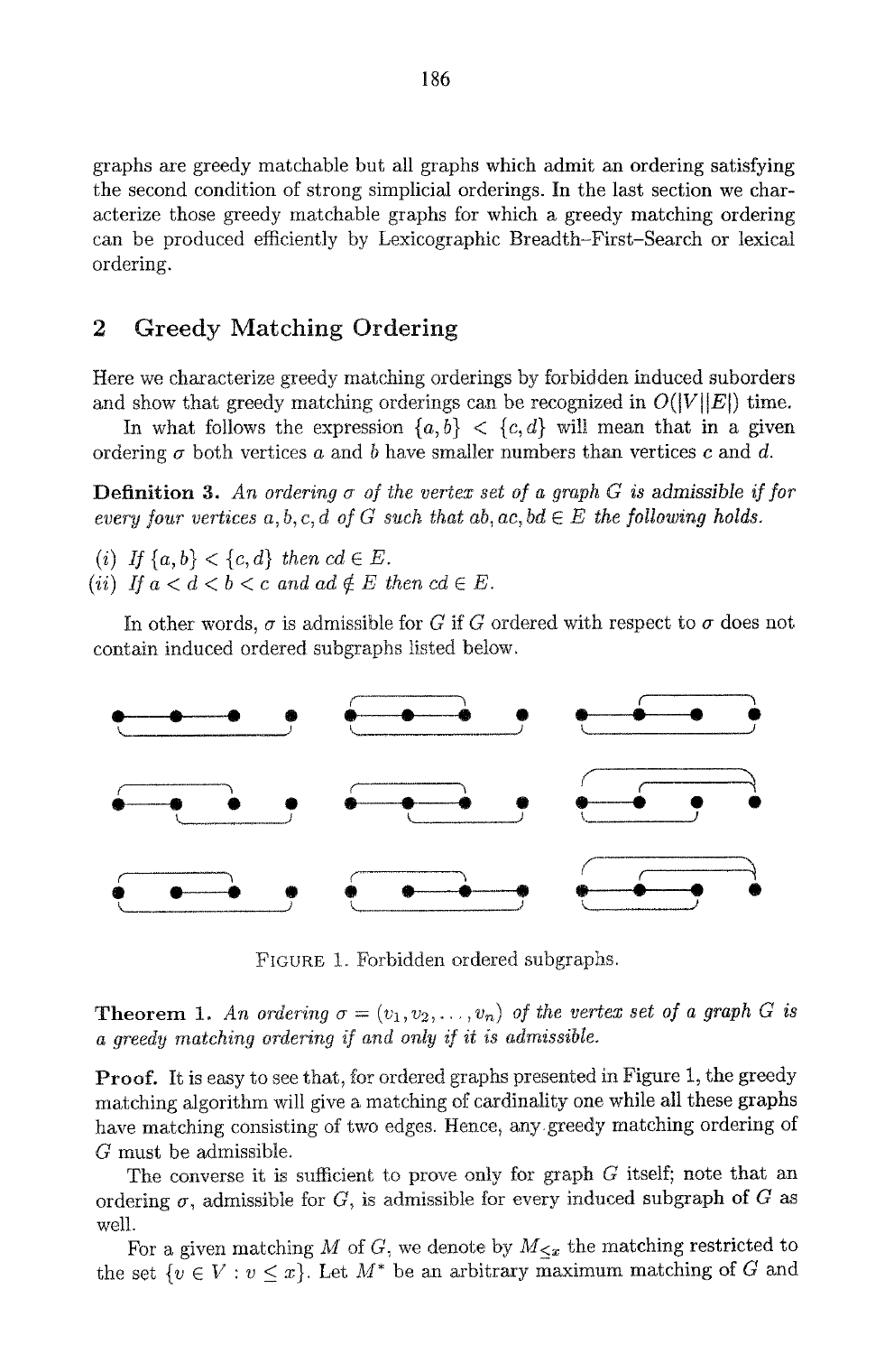graphs are greedy matchable but all graphs which admit an ordering satisfying the second condition of strong simplicial orderings. In the last section we characterize those greedy matchable graphs for which a greedy matching ordering can be produced efficiently by Lexicographic Breadth–First–Search or lexical ordering.

## 2 Greedy Matching Ordering

Here we characterize greedy matching orderings by forbidden induced suborders and show that greedy matching orderings can be recognized in $O(|V||E|)$ time.

In what follows the expression $\{a, b\} < \{c, d\}$ will mean that in a given ordering $\sigma$ both vertices $a$ and $b$ have smaller numbers than vertices $c$ and $d$.

**Definition 3.** *An ordering $\sigma$ of the vertex set of a graph $G$ is admissible if for every four vertices $a, b, c, d$ of $G$ such that $ab, ac, bd \in E$ the following holds.*

*(i) If $\{a, b\} < \{c, d\}$ then $cd \in E$.*
*(ii) If $a < d < b < c$ and $ad \notin E$ then $cd \in E$.*

In other words, $\sigma$ is admissible for $G$ if $G$ ordered with respect to $\sigma$ does not contain induced ordered subgraphs listed below.

FIGURE 1. Forbidden ordered subgraphs.

**Theorem 1.** *An ordering $\sigma = (v_1, v_2, \ldots, v_n)$ of the vertex set of a graph $G$ is a greedy matching ordering if and only if it is admissible.*

**Proof.** It is easy to see that, for ordered graphs presented in Figure 1, the greedy matching algorithm will give a matching of cardinality one while all these graphs have matching consisting of two edges. Hence, any greedy matching ordering of $G$ must be admissible.

The converse it is sufficient to prove only for graph $G$ itself; note that an ordering $\sigma$, admissible for $G$, is admissible for every induced subgraph of $G$ as well.

For a given matching $M$ of $G$, we denote by $M_{\leq x}$ the matching restricted to the set $\{v \in V : v \leq x\}$. Let $M^*$ be an arbitrary maximum matching of $G$ and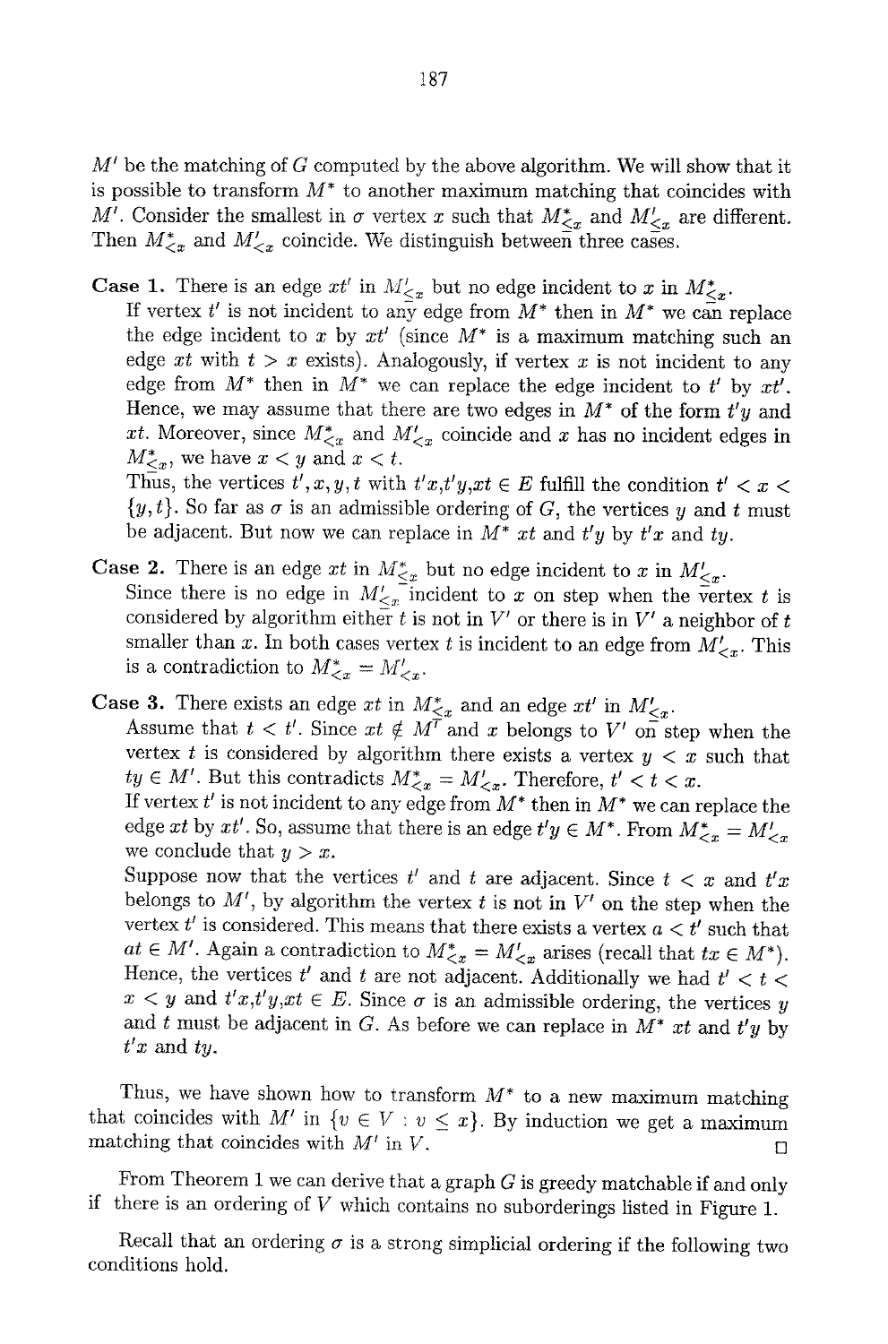$M'$ be the matching of $G$ computed by the above algorithm. We will show that it is possible to transform $M^*$ to another maximum matching that coincides with $M'$. Consider the smallest in $\sigma$ vertex $x$ such that $M^*_{\leq x}$ and $M'_{\leq x}$ are different. Then $M^*_{<x}$ and $M'_{<x}$ coincide. We distinguish between three cases.

**Case 1.** There is an edge $xt'$ in $M'_{\leq x}$ but no edge incident to $x$ in $M^*_{\leq x}$.
If vertex $t'$ is not incident to any edge from $M^*$ then in $M^*$ we can replace the edge incident to $x$ by $xt'$ (since $M^*$ is a maximum matching such an edge $xt$ with $t > x$ exists). Analogously, if vertex $x$ is not incident to any edge from $M^*$ then in $M^*$ we can replace the edge incident to $t'$ by $xt'$. Hence, we may assume that there are two edges in $M^*$ of the form $t'y$ and $xt$. Moreover, since $M^*_{<x}$ and $M'_{<x}$ coincide and $x$ has no incident edges in $M^*_{\leq x}$, we have $x < y$ and $x < t$.
Thus, the vertices $t', x, y, t$ with $t'x, t'y, xt \in E$ fulfill the condition $t' < x < \{y, t\}$. So far as $\sigma$ is an admissible ordering of $G$, the vertices $y$ and $t$ must be adjacent. But now we can replace in $M^*$ $xt$ and $t'y$ by $t'x$ and $ty$.

**Case 2.** There is an edge $xt$ in $M^*_{\leq x}$ but no edge incident to $x$ in $M'_{\leq x}$.
Since there is no edge in $M'_{\leq x}$ incident to $x$ on step when the vertex $t$ is considered by algorithm either $t$ is not in $V'$ or there is in $V'$ a neighbor of $t$ smaller than $x$. In both cases vertex $t$ is incident to an edge from $M'_{<x}$. This is a contradiction to $M^*_{<x} = M'_{<x}$.

**Case 3.** There exists an edge $xt$ in $M^*_{\leq x}$ and an edge $xt'$ in $M'_{\leq x}$.
Assume that $t < t'$. Since $xt \notin M'$ and $x$ belongs to $V'$ on step when the vertex $t$ is considered by algorithm there exists a vertex $y < x$ such that $ty \in M'$. But this contradicts $M^*_{<x} = M'_{<x}$. Therefore, $t' < t < x$.
If vertex $t'$ is not incident to any edge from $M^*$ then in $M^*$ we can replace the edge $xt$ by $xt'$. So, assume that there is an edge $t'y \in M^*$. From $M^*_{<x} = M'_{<x}$ we conclude that $y > x$.
Suppose now that the vertices $t'$ and $t$ are adjacent. Since $t < x$ and $t'x$ belongs to $M'$, by algorithm the vertex $t$ is not in $V'$ on the step when the vertex $t'$ is considered. This means that there exists a vertex $a < t'$ such that $at \in M'$. Again a contradiction to $M^*_{<x} = M'_{<x}$ arises (recall that $tx \in M^*$). Hence, the vertices $t'$ and $t$ are not adjacent. Additionally we had $t' < t < x < y$ and $t'x, t'y, xt \in E$. Since $\sigma$ is an admissible ordering, the vertices $y$ and $t$ must be adjacent in $G$. As before we can replace in $M^*$ $xt$ and $t'y$ by $t'x$ and $ty$.

Thus, we have shown how to transform $M^*$ to a new maximum matching that coincides with $M'$ in $\{v \in V : v \leq x\}$. By induction we get a maximum matching that coincides with $M'$ in $V$. □

From Theorem 1 we can derive that a graph $G$ is greedy matchable if and only if there is an ordering of $V$ which contains no suborderings listed in Figure 1.

Recall that an ordering $\sigma$ is a strong simplicial ordering if the following two conditions hold.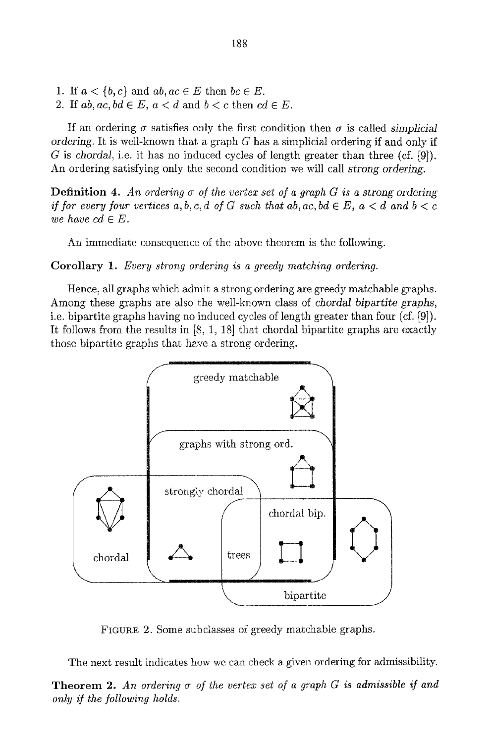1. If $a < \{b, c\}$ and $ab, ac \in E$ then $bc \in E$.
2. If $ab, ac, bd \in E$, $a < d$ and $b < c$ then $cd \in E$.

If an ordering $\sigma$ satisfies only the first condition then $\sigma$ is called *simplicial ordering*. It is well-known that a graph $G$ has a simplicial ordering if and only if $G$ is *chordal*, i.e. it has no induced cycles of length greater than three (cf. [9]). An ordering satisfying only the second condition we will call *strong ordering*.

**Definition 4.** *An ordering $\sigma$ of the vertex set of a graph $G$ is a strong ordering if for every four vertices $a, b, c, d$ of $G$ such that $ab, ac, bd \in E$, $a < d$ and $b < c$ we have $cd \in E$.*

An immediate consequence of the above theorem is the following.

**Corollary 1.** *Every strong ordering is a greedy matching ordering.*

Hence, all graphs which admit a strong ordering are greedy matchable graphs. Among these graphs are also the well-known class of *chordal bipartite graphs*, i.e. bipartite graphs having no induced cycles of length greater than four (cf. [9]). It follows from the results in [8, 1, 18] that chordal bipartite graphs are exactly those bipartite graphs that have a strong ordering.

FIGURE 2. Some subclasses of greedy matchable graphs.

The next result indicates how we can check a given ordering for admissibility.

**Theorem 2.** *An ordering $\sigma$ of the vertex set of a graph $G$ is admissible if and only if the following holds.*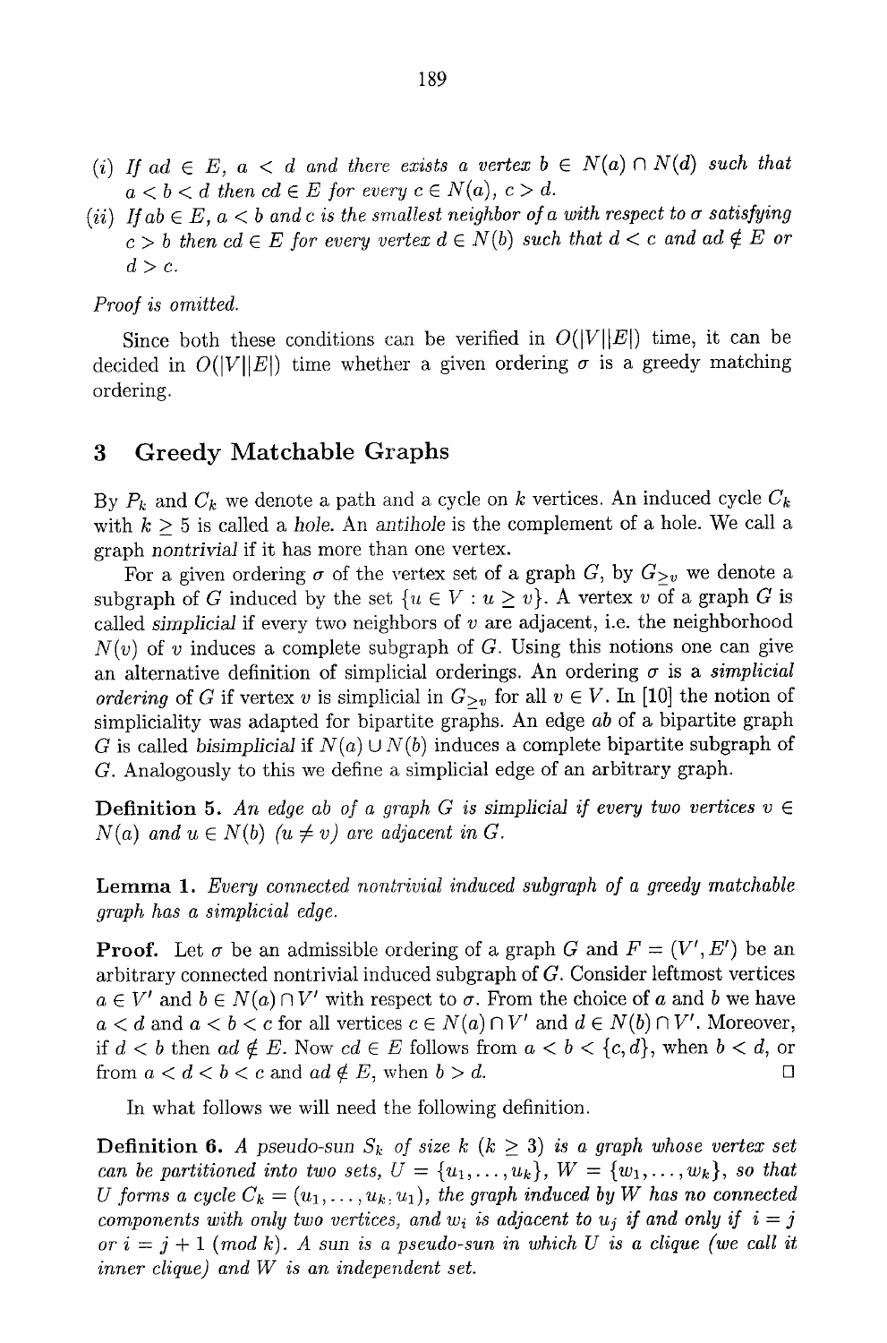(i) *If $ad \in E$, $a < d$ and there exists a vertex $b \in N(a) \cap N(d)$ such that $a < b < d$ then $cd \in E$ for every $c \in N(a)$, $c > d$.*

(ii) *If $ab \in E$, $a < b$ and $c$ is the smallest neighbor of $a$ with respect to $\sigma$ satisfying $c > b$ then $cd \in E$ for every vertex $d \in N(b)$ such that $d < c$ and $ad \notin E$ or $d > c$.*

*Proof is omitted.*

Since both these conditions can be verified in $O(|V||E|)$ time, it can be decided in $O(|V||E|)$ time whether a given ordering $\sigma$ is a greedy matching ordering.

## 3 Greedy Matchable Graphs

By $P_k$ and $C_k$ we denote a path and a cycle on $k$ vertices. An induced cycle $C_k$ with $k \geq 5$ is called a *hole*. An *antihole* is the complement of a hole. We call a graph *nontrivial* if it has more than one vertex.

For a given ordering $\sigma$ of the vertex set of a graph $G$, by $G_{\geq v}$ we denote a subgraph of $G$ induced by the set $\{u \in V : u \geq v\}$. A vertex $v$ of a graph $G$ is called *simplicial* if every two neighbors of $v$ are adjacent, i.e. the neighborhood $N(v)$ of $v$ induces a complete subgraph of $G$. Using this notions one can give an alternative definition of simplicial orderings. An ordering $\sigma$ is a *simplicial ordering* of $G$ if vertex $v$ is simplicial in $G_{\geq v}$ for all $v \in V$. In [10] the notion of simpliciality was adapted for bipartite graphs. An edge $ab$ of a bipartite graph $G$ is called *bisimplicial* if $N(a) \cup N(b)$ induces a complete bipartite subgraph of $G$. Analogously to this we define a simplicial edge of an arbitrary graph.

**Definition 5.** *An edge $ab$ of a graph $G$ is simplicial if every two vertices $v \in N(a)$ and $u \in N(b)$ $(u \neq v)$ are adjacent in $G$.*

**Lemma 1.** *Every connected nontrivial induced subgraph of a greedy matchable graph has a simplicial edge.*

**Proof.** Let $\sigma$ be an admissible ordering of a graph $G$ and $F = (V', E')$ be an arbitrary connected nontrivial induced subgraph of $G$. Consider leftmost vertices $a \in V'$ and $b \in N(a) \cap V'$ with respect to $\sigma$. From the choice of $a$ and $b$ we have $a < d$ and $a < b < c$ for all vertices $c \in N(a) \cap V'$ and $d \in N(b) \cap V'$. Moreover, if $d < b$ then $ad \notin E$. Now $cd \in E$ follows from $a < b < \{c, d\}$, when $b < d$, or from $a < d < b < c$ and $ad \notin E$, when $b > d$. □

In what follows we will need the following definition.

**Definition 6.** *A pseudo-sun $S_k$ of size $k$ $(k \geq 3)$ is a graph whose vertex set can be partitioned into two sets, $U = \{u_1, \ldots, u_k\}$, $W = \{w_1, \ldots, w_k\}$, so that $U$ forms a cycle $C_k = (u_1, \ldots, u_k, u_1)$, the graph induced by $W$ has no connected components with only two vertices, and $w_i$ is adjacent to $u_j$ if and only if $i = j$ or $i = j + 1$ (mod $k$). A sun is a pseudo-sun in which $U$ is a clique (we call it inner clique) and $W$ is an independent set.*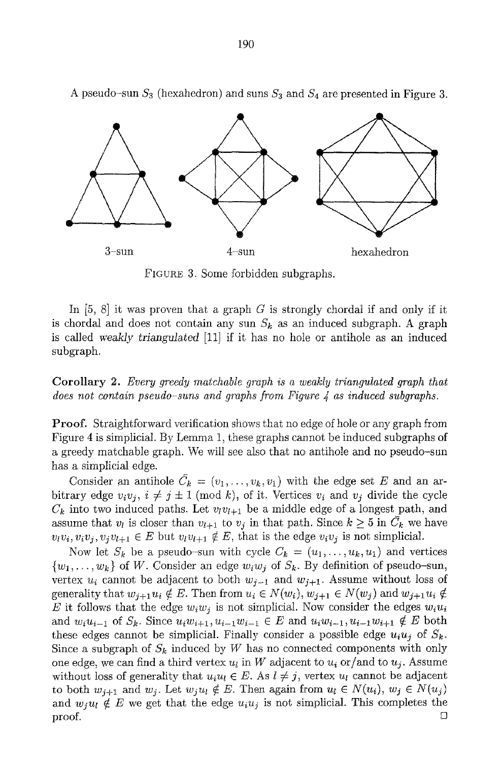A pseudo–sun $S_3$ (hexahedron) and suns $S_3$ and $S_4$ are presented in Figure 3.

3–sun 4–sun hexahedron

FIGURE 3. Some forbidden subgraphs.

In [5, 8] it was proven that a graph $G$ is strongly chordal if and only if it is chordal and does not contain any sun $S_k$ as an induced subgraph. A graph is called *weakly triangulated* [11] if it has no hole or antihole as an induced subgraph.

**Corollary 2.** *Every greedy matchable graph is a weakly triangulated graph that does not contain pseudo–suns and graphs from Figure 4 as induced subgraphs.*

**Proof.** Straightforward verification shows that no edge of hole or any graph from Figure 4 is simplicial. By Lemma 1, these graphs cannot be induced subgraphs of a greedy matchable graph. We will see also that no antihole and no pseudo–sun has a simplicial edge.

Consider an antihole $\bar{C}_k = (v_1, \dots, v_k, v_1)$ with the edge set $E$ and an arbitrary edge $v_iv_j$, $i \neq j \pm 1 \pmod{k}$, of it. Vertices $v_i$ and $v_j$ divide the cycle $C_k$ into two induced paths. Let $v_lv_{l+1}$ be a middle edge of a longest path, and assume that $v_l$ is closer than $v_{l+1}$ to $v_j$ in that path. Since $k \geq 5$ in $\bar{C}_k$ we have $v_lv_i, v_iv_j, v_jv_{l+1} \in E$ but $v_lv_{l+1} \notin E$, that is the edge $v_iv_j$ is not simplicial.

Now let $S_k$ be a pseudo–sun with cycle $C_k = (u_1, \dots, u_k, u_1)$ and vertices $\{w_1, \dots, w_k\}$ of $W$. Consider an edge $w_iw_j$ of $S_k$. By definition of pseudo–sun, vertex $u_i$ cannot be adjacent to both $w_{j-1}$ and $w_{j+1}$. Assume without loss of generality that $w_{j+1}u_i \notin E$. Then from $u_i \in N(w_i)$, $w_{j+1} \in N(w_j)$ and $w_{j+1}u_i \notin E$ it follows that the edge $w_iw_j$ is not simplicial. Now consider the edges $w_iu_i$ and $w_iu_{i-1}$ of $S_k$. Since $u_iw_{i+1}, u_{i-1}w_{i-1} \in E$ and $u_iw_{i-1}, u_{i-1}w_{i+1} \notin E$ both these edges cannot be simplicial. Finally consider a possible edge $u_iu_j$ of $S_k$. Since a subgraph of $S_k$ induced by $W$ has no connected components with only one edge, we can find a third vertex $u_l$ in $W$ adjacent to $u_i$ or/and to $u_j$. Assume without loss of generality that $u_iu_l \in E$. As $l \neq j$, vertex $u_l$ cannot be adjacent to both $w_{j+1}$ and $w_j$. Let $w_ju_l \notin E$. Then again from $u_l \in N(u_i)$, $w_j \in N(u_j)$ and $w_ju_l \notin E$ we get that the edge $u_iu_j$ is not simplicial. This completes the proof. □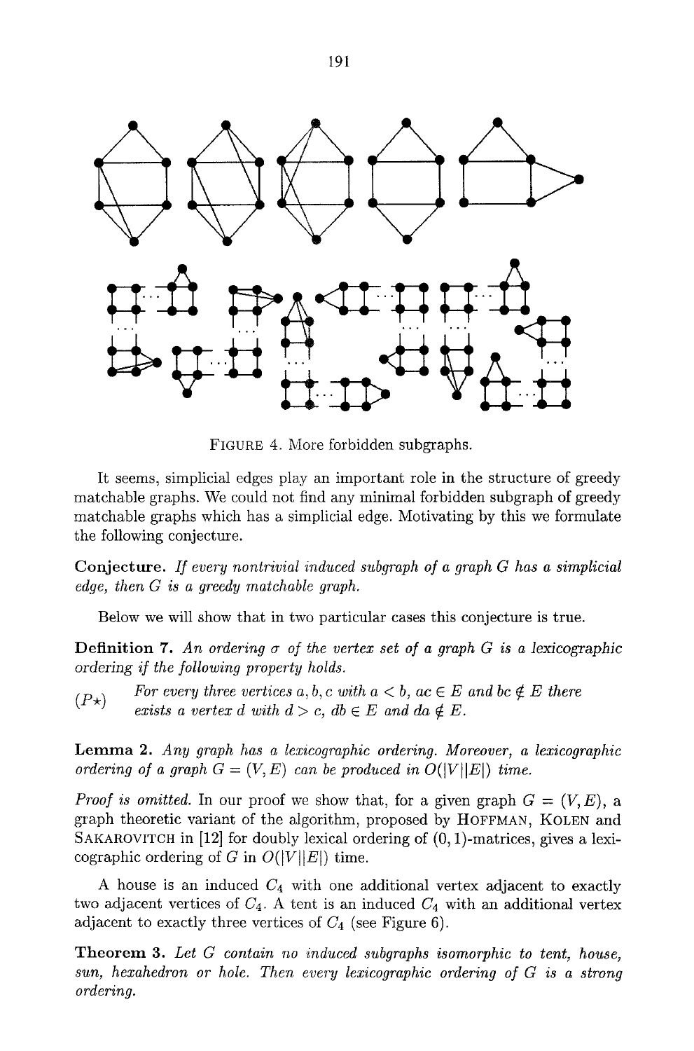FIGURE 4. More forbidden subgraphs.

It seems, simplicial edges play an important role in the structure of greedy matchable graphs. We could not find any minimal forbidden subgraph of greedy matchable graphs which has a simplicial edge. Motivating by this we formulate the following conjecture.

**Conjecture.** *If every nontrivial induced subgraph of a graph $G$ has a simplicial edge, then $G$ is a greedy matchable graph.*

Below we will show that in two particular cases this conjecture is true.

**Definition 7.** *An ordering $\sigma$ of the vertex set of a graph $G$ is a lexicographic ordering if the following property holds.*

$(P\star)$ *For every three vertices $a, b, c$ with $a < b$, $ac \in E$ and $bc \notin E$ there exists a vertex $d$ with $d > c$, $db \in E$ and $da \notin E$.*

**Lemma 2.** *Any graph has a lexicographic ordering. Moreover, a lexicographic ordering of a graph $G = (V, E)$ can be produced in $O(|V||E|)$ time.*

*Proof is omitted.* In our proof we show that, for a given graph $G = (V, E)$, a graph theoretic variant of the algorithm, proposed by HOFFMAN, KOLEN and SAKAROVITCH in [12] for doubly lexical ordering of $(0,1)$-matrices, gives a lexicographic ordering of $G$ in $O(|V||E|)$ time.

A house is an induced $C_4$ with one additional vertex adjacent to exactly two adjacent vertices of $C_4$. A tent is an induced $C_4$ with an additional vertex adjacent to exactly three vertices of $C_4$ (see Figure 6).

**Theorem 3.** *Let $G$ contain no induced subgraphs isomorphic to tent, house, sun, hexahedron or hole. Then every lexicographic ordering of $G$ is a strong ordering.*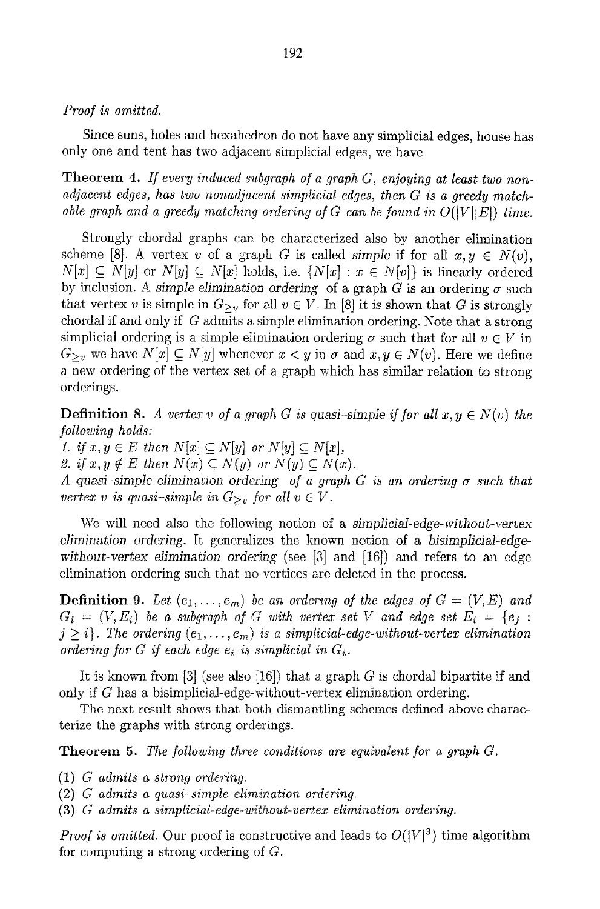*Proof is omitted.*

Since suns, holes and hexahedron do not have any simplicial edges, house has only one and tent has two adjacent simplicial edges, we have

**Theorem 4.** *If every induced subgraph of a graph $G$, enjoying at least two nonadjacent edges, has two nonadjacent simplicial edges, then $G$ is a greedy matchable graph and a greedy matching ordering of $G$ can be found in $O(|V||E|)$ time.*

Strongly chordal graphs can be characterized also by another elimination scheme [8]. A vertex $v$ of a graph $G$ is called *simple* if for all $x, y \in N(v)$, $N[x] \subseteq N[y]$ or $N[y] \subseteq N[x]$ holds, i.e. $\{N[x] : x \in N[v]\}$ is linearly ordered by inclusion. A *simple elimination ordering* of a graph $G$ is an ordering $\sigma$ such that vertex $v$ is simple in $G_{\geq v}$ for all $v \in V$. In [8] it is shown that $G$ is strongly chordal if and only if $G$ admits a simple elimination ordering. Note that a strong simplicial ordering is a simple elimination ordering $\sigma$ such that for all $v \in V$ in $G_{\geq v}$ we have $N[x] \subseteq N[y]$ whenever $x < y$ in $\sigma$ and $x, y \in N(v)$. Here we define a new ordering of the vertex set of a graph which has similar relation to strong orderings.

**Definition 8.** *A vertex $v$ of a graph $G$ is quasi-simple if for all $x, y \in N(v)$ the following holds:*
*1. if $x, y \in E$ then $N[x] \subseteq N[y]$ or $N[y] \subseteq N[x]$,*
*2. if $x, y \notin E$ then $N(x) \subseteq N(y)$ or $N(y) \subseteq N(x)$.*
*A quasi-simple elimination ordering of a graph $G$ is an ordering $\sigma$ such that vertex $v$ is quasi-simple in $G_{\geq v}$ for all $v \in V$.*

We will need also the following notion of a *simplicial-edge-without-vertex elimination ordering*. It generalizes the known notion of a *bisimplicial-edge-without-vertex elimination ordering* (see [3] and [16]) and refers to an edge elimination ordering such that no vertices are deleted in the process.

**Definition 9.** *Let $(e_1, \ldots, e_m)$ be an ordering of the edges of $G = (V, E)$ and $G_i = (V, E_i)$ be a subgraph of $G$ with vertex set $V$ and edge set $E_i = \{e_j : j \geq i\}$. The ordering $(e_1, \ldots, e_m)$ is a simplicial-edge-without-vertex elimination ordering for $G$ if each edge $e_i$ is simplicial in $G_i$.*

It is known from [3] (see also [16]) that a graph $G$ is chordal bipartite if and only if $G$ has a bisimplicial-edge-without-vertex elimination ordering.

The next result shows that both dismantling schemes defined above characterize the graphs with strong orderings.

**Theorem 5.** *The following three conditions are equivalent for a graph $G$.*

*(1) $G$ admits a strong ordering.*
*(2) $G$ admits a quasi-simple elimination ordering.*
*(3) $G$ admits a simplicial-edge-without-vertex elimination ordering.*

*Proof is omitted.* Our proof is constructive and leads to $O(|V|^3)$ time algorithm for computing a strong ordering of $G$.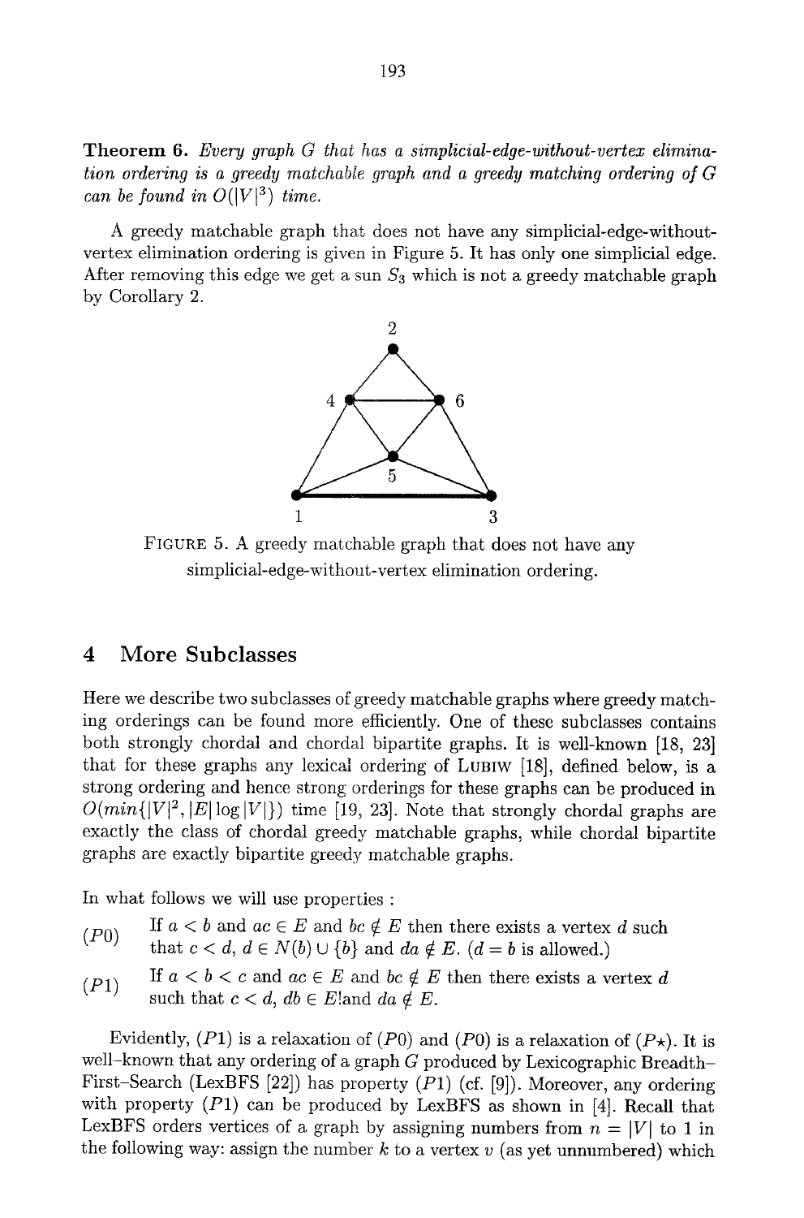**Theorem 6.** *Every graph G that has a simplicial-edge-without-vertex elimination ordering is a greedy matchable graph and a greedy matching ordering of G can be found in $O(|V|^3)$ time.*

A greedy matchable graph that does not have any simplicial-edge-without-vertex elimination ordering is given in Figure 5. It has only one simplicial edge. After removing this edge we get a sun $S_3$ which is not a greedy matchable graph by Corollary 2.

FIGURE 5. A greedy matchable graph that does not have any simplicial-edge-without-vertex elimination ordering.

## 4 More Subclasses

Here we describe two subclasses of greedy matchable graphs where greedy matching orderings can be found more efficiently. One of these subclasses contains both strongly chordal and chordal bipartite graphs. It is well-known [18, 23] that for these graphs any lexical ordering of LUBIW [18], defined below, is a strong ordering and hence strong orderings for these graphs can be produced in $O(min\{|V|^2, |E| \log |V|\})$ time [19, 23]. Note that strongly chordal graphs are exactly the class of chordal greedy matchable graphs, while chordal bipartite graphs are exactly bipartite greedy matchable graphs.

In what follows we will use properties :

$(P0)$ If $a < b$ and $ac \in E$ and $bc \notin E$ then there exists a vertex $d$ such that $c < d$, $d \in N(b) \cup \{b\}$ and $da \notin E$. ($d = b$ is allowed.)

$(P1)$ If $a < b < c$ and $ac \in E$ and $bc \notin E$ then there exists a vertex $d$ such that $c < d$, $db \in E$ and $da \notin E$.

Evidently, $(P1)$ is a relaxation of $(P0)$ and $(P0)$ is a relaxation of $(P\star)$. It is well-known that any ordering of a graph $G$ produced by Lexicographic Breadth-First-Search (LexBFS [22]) has property $(P1)$ (cf. [9]). Moreover, any ordering with property $(P1)$ can be produced by LexBFS as shown in [4]. Recall that LexBFS orders vertices of a graph by assigning numbers from $n = |V|$ to 1 in the following way: assign the number $k$ to a vertex $v$ (as yet unnumbered) which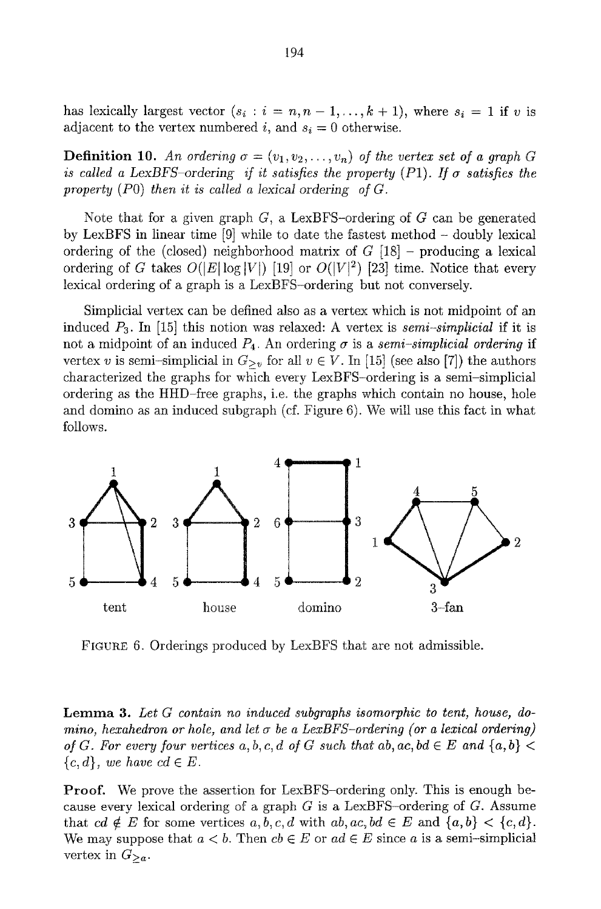has lexically largest vector $(s_i : i = n, n-1, \ldots, k+1)$, where $s_i = 1$ if $v$ is adjacent to the vertex numbered $i$, and $s_i = 0$ otherwise.

**Definition 10.** *An ordering $\sigma = (v_1, v_2, \ldots, v_n)$ of the vertex set of a graph $G$ is called a LexBFS–ordering if it satisfies the property (P1). If $\sigma$ satisfies the property (P0) then it is called a lexical ordering of $G$.*

Note that for a given graph $G$, a LexBFS–ordering of $G$ can be generated by LexBFS in linear time [9] while to date the fastest method – doubly lexical ordering of the (closed) neighborhood matrix of $G$ [18] – producing a lexical ordering of $G$ takes $O(|E| \log |V|)$ [19] or $O(|V|^2)$ [23] time. Notice that every lexical ordering of a graph is a LexBFS–ordering but not conversely.

Simplicial vertex can be defined also as a vertex which is not midpoint of an induced $P_3$. In [15] this notion was relaxed: A vertex is *semi–simplicial* if it is not a midpoint of an induced $P_4$. An ordering $\sigma$ is a *semi–simplicial ordering* if vertex $v$ is semi–simplicial in $G_{\geq v}$ for all $v \in V$. In [15] (see also [7]) the authors characterized the graphs for which every LexBFS–ordering is a semi–simplicial ordering as the HHD–free graphs, i.e. the graphs which contain no house, hole and domino as an induced subgraph (cf. Figure 6). We will use this fact in what follows.

FIGURE 6. Orderings produced by LexBFS that are not admissible.

**Lemma 3.** *Let $G$ contain no induced subgraphs isomorphic to tent, house, domino, hexahedron or hole, and let $\sigma$ be a LexBFS–ordering (or a lexical ordering) of $G$. For every four vertices $a, b, c, d$ of $G$ such that $ab, ac, bd \in E$ and $\{a, b\} < \{c, d\}$, we have $cd \in E$.*

**Proof.** We prove the assertion for LexBFS–ordering only. This is enough because every lexical ordering of a graph $G$ is a LexBFS–ordering of $G$. Assume that $cd \notin E$ for some vertices $a, b, c, d$ with $ab, ac, bd \in E$ and $\{a, b\} < \{c, d\}$. We may suppose that $a < b$. Then $cb \in E$ or $ad \in E$ since $a$ is a semi–simplicial vertex in $G_{\geq a}$.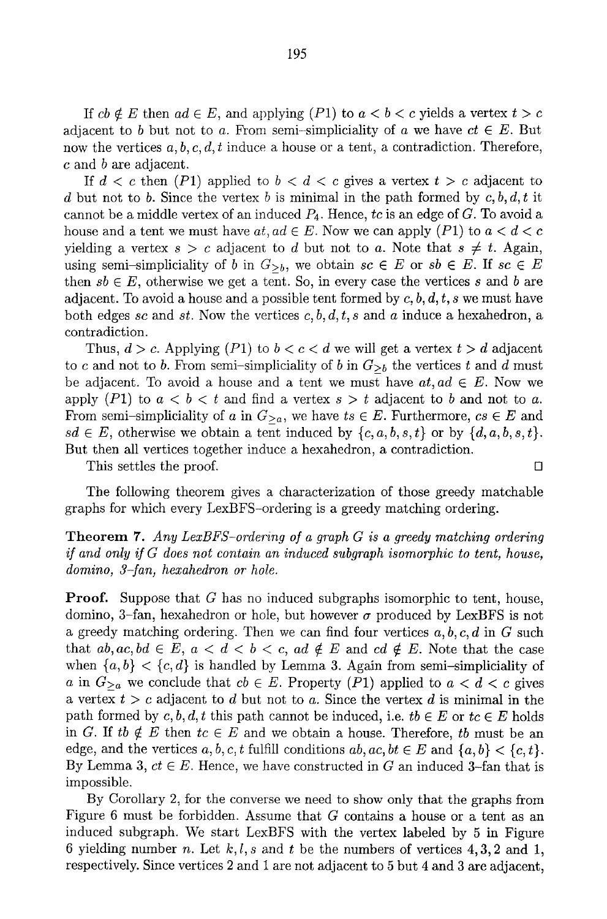If $cb \notin E$ then $ad \in E$, and applying $(P1)$ to $a < b < c$ yields a vertex $t > c$ adjacent to $b$ but not to $a$. From semi–simpliciality of $a$ we have $ct \in E$. But now the vertices $a, b, c, d, t$ induce a house or a tent, a contradiction. Therefore, $c$ and $b$ are adjacent.

If $d < c$ then $(P1)$ applied to $b < d < c$ gives a vertex $t > c$ adjacent to $d$ but not to $b$. Since the vertex $b$ is minimal in the path formed by $c, b, d, t$ it cannot be a middle vertex of an induced $P_4$. Hence, $tc$ is an edge of $G$. To avoid a house and a tent we must have $at, ad \in E$. Now we can apply $(P1)$ to $a < d < c$ yielding a vertex $s > c$ adjacent to $d$ but not to $a$. Note that $s \neq t$. Again, using semi–simpliciality of $b$ in $G_{\geq b}$, we obtain $sc \in E$ or $sb \in E$. If $sc \in E$ then $sb \in E$, otherwise we get a tent. So, in every case the vertices $s$ and $b$ are adjacent. To avoid a house and a possible tent formed by $c, b, d, t, s$ we must have both edges $sc$ and $st$. Now the vertices $c, b, d, t, s$ and $a$ induce a hexahedron, a contradiction.

Thus, $d > c$. Applying $(P1)$ to $b < c < d$ we will get a vertex $t > d$ adjacent to $c$ and not to $b$. From semi–simpliciality of $b$ in $G_{\geq b}$ the vertices $t$ and $d$ must be adjacent. To avoid a house and a tent we must have $at, ad \in E$. Now we apply $(P1)$ to $a < b < t$ and find a vertex $s > t$ adjacent to $b$ and not to $a$. From semi–simpliciality of $a$ in $G_{\geq a}$, we have $ts \in E$. Furthermore, $cs \in E$ and $sd \in E$, otherwise we obtain a tent induced by $\{c, a, b, s, t\}$ or by $\{d, a, b, s, t\}$. But then all vertices together induce a hexahedron, a contradiction.

This settles the proof. □

The following theorem gives a characterization of those greedy matchable graphs for which every LexBFS–ordering is a greedy matching ordering.

**Theorem 7.** *Any LexBFS–ordering of a graph $G$ is a greedy matching ordering if and only if $G$ does not contain an induced subgraph isomorphic to tent, house, domino, 3–fan, hexahedron or hole.*

**Proof.** Suppose that $G$ has no induced subgraphs isomorphic to tent, house, domino, 3–fan, hexahedron or hole, but however $\sigma$ produced by LexBFS is not a greedy matching ordering. Then we can find four vertices $a, b, c, d$ in $G$ such that $ab, ac, bd \in E$, $a < d < b < c$, $ad \notin E$ and $cd \notin E$. Note that the case when $\{a, b\} < \{c, d\}$ is handled by Lemma 3. Again from semi–simpliciality of $a$ in $G_{\geq a}$ we conclude that $cb \in E$. Property $(P1)$ applied to $a < d < c$ gives a vertex $t > c$ adjacent to $d$ but not to $a$. Since the vertex $d$ is minimal in the path formed by $c, b, d, t$ this path cannot be induced, i.e. $tb \in E$ or $tc \in E$ holds in $G$. If $tb \notin E$ then $tc \in E$ and we obtain a house. Therefore, $tb$ must be an edge, and the vertices $a, b, c, t$ fulfill conditions $ab, ac, bt \in E$ and $\{a, b\} < \{c, t\}$. By Lemma 3, $ct \in E$. Hence, we have constructed in $G$ an induced 3–fan that is impossible.

By Corollary 2, for the converse we need to show only that the graphs from Figure 6 must be forbidden. Assume that $G$ contains a house or a tent as an induced subgraph. We start LexBFS with the vertex labeled by 5 in Figure 6 yielding number $n$. Let $k, l, s$ and $t$ be the numbers of vertices 4, 3, 2 and 1, respectively. Since vertices 2 and 1 are not adjacent to 5 but 4 and 3 are adjacent,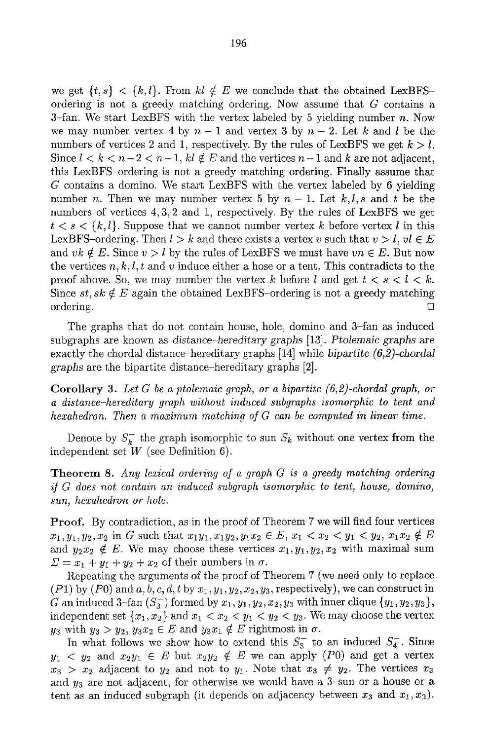we get $\{t, s\} < \{k, l\}$. From $kl \notin E$ we conclude that the obtained LexBFS–ordering is not a greedy matching ordering. Now assume that $G$ contains a 3–fan. We start LexBFS with the vertex labeled by 5 yielding number $n$. Now we may number vertex 4 by $n - 1$ and vertex 3 by $n - 2$. Let $k$ and $l$ be the numbers of vertices 2 and 1, respectively. By the rules of LexBFS we get $k > l$. Since $l < k < n-2 < n-1$, $kl \notin E$ and the vertices $n-1$ and $k$ are not adjacent, this LexBFS–ordering is not a greedy matching ordering. Finally assume that $G$ contains a domino. We start LexBFS with the vertex labeled by 6 yielding number $n$. Then we may number vertex 5 by $n - 1$. Let $k, l, s$ and $t$ be the numbers of vertices 4, 3, 2 and 1, respectively. By the rules of LexBFS we get $t < s < \{k, l\}$. Suppose that we cannot number vertex $k$ before vertex $l$ in this LexBFS–ordering. Then $l > k$ and there exists a vertex $v$ such that $v > l$, $vl \in E$ and $vk \notin E$. Since $v > l$ by the rules of LexBFS we must have $vn \in E$. But now the vertices $n, k, l, t$ and $v$ induce either a hose or a tent. This contradicts to the proof above. So, we may number the vertex $k$ before $l$ and get $t < s < l < k$. Since $st, sk \notin E$ again the obtained LexBFS–ordering is not a greedy matching ordering. □

The graphs that do not contain house, hole, domino and 3–fan as induced subgraphs are known as *distance–hereditary graphs* [13]. *Ptolemaic graphs* are exactly the chordal distance–hereditary graphs [14] while *bipartite (6,2)-chordal graphs* are the bipartite distance–hereditary graphs [2].

**Corollary 3.** *Let $G$ be a ptolemaic graph, or a bipartite (6,2)-chordal graph, or a distance–hereditary graph without induced subgraphs isomorphic to tent and hexahedron. Then a maximum matching of $G$ can be computed in linear time.*

Denote by $S_k^-$ the graph isomorphic to sun $S_k$ without one vertex from the independent set $W$ (see Definition 6).

**Theorem 8.** *Any lexical ordering of a graph $G$ is a greedy matching ordering if $G$ does not contain an induced subgraph isomorphic to tent, house, domino, sun, hexahedron or hole.*

**Proof.** By contradiction, as in the proof of Theorem 7 we will find four vertices $x_1, y_1, y_2, x_2$ in $G$ such that $x_1y_1, x_1y_2, y_1x_2 \in E$, $x_1 < x_2 < y_1 < y_2$, $x_1x_2 \notin E$ and $y_2x_2 \notin E$. We may choose these vertices $x_1, y_1, y_2, x_2$ with maximal sum $\Sigma = x_1 + y_1 + y_2 + x_2$ of their numbers in $\sigma$.

Repeating the arguments of the proof of Theorem 7 (we need only to replace $(P1)$ by $(P0)$ and $a, b, c, d, t$ by $x_1, y_1, y_2, x_2, y_3$, respectively), we can construct in $G$ an induced 3–fan ($S_3^-$) formed by $x_1, y_1, y_2, x_2, y_3$ with inner clique $\{y_1, y_2, y_3\}$, independent set $\{x_1, x_2\}$ and $x_1 < x_2 < y_1 < y_2 < y_3$. We may choose the vertex $y_3$ with $y_3 > y_2$, $y_3x_2 \in E$ and $y_3x_1 \notin E$ rightmost in $\sigma$.

In what follows we show how to extend this $S_3^-$ to an induced $S_4^-$. Since $y_1 < y_2$ and $x_2y_1 \in E$ but $x_2y_2 \notin E$ we can apply $(P0)$ and get a vertex $x_3 > x_2$ adjacent to $y_2$ and not to $y_1$. Note that $x_3 \neq y_2$. The vertices $x_3$ and $y_3$ are not adjacent, for otherwise we would have a 3–sun or a house or a tent as an induced subgraph (it depends on adjacency between $x_3$ and $x_1, x_2$).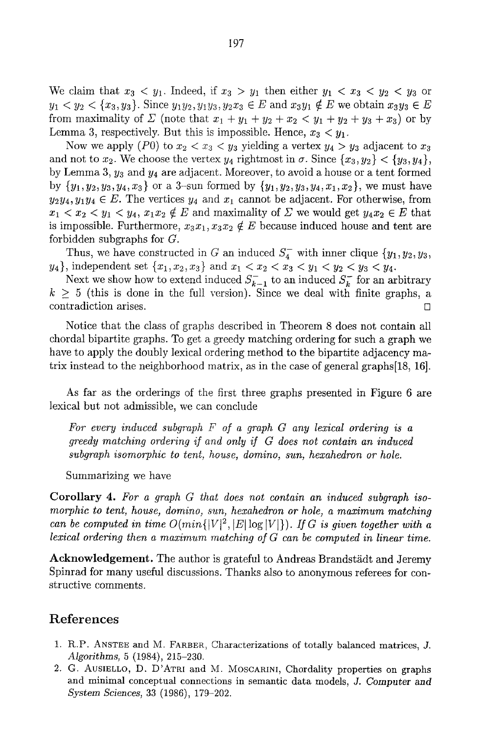We claim that $x_3 < y_1$. Indeed, if $x_3 > y_1$ then either $y_1 < x_3 < y_2 < y_3$ or $y_1 < y_2 < \{x_3, y_3\}$. Since $y_1y_2, y_1y_3, y_2x_3 \in E$ and $x_3y_1 \notin E$ we obtain $x_3y_3 \in E$ from maximality of $\Sigma$ (note that $x_1 + y_1 + y_2 + x_2 < y_1 + y_2 + y_3 + x_3$) or by Lemma 3, respectively. But this is impossible. Hence, $x_3 < y_1$.

Now we apply $(P0)$ to $x_2 < x_3 < y_3$ yielding a vertex $y_4 > y_3$ adjacent to $x_3$ and not to $x_2$. We choose the vertex $y_4$ rightmost in $\sigma$. Since $\{x_3, y_2\} < \{y_3, y_4\}$, by Lemma 3, $y_3$ and $y_4$ are adjacent. Moreover, to avoid a house or a tent formed by $\{y_1, y_2, y_3, y_4, x_3\}$ or a 3-sun formed by $\{y_1, y_2, y_3, y_4, x_1, x_2\}$, we must have $y_2y_4, y_1y_4 \in E$. The vertices $y_4$ and $x_1$ cannot be adjacent. For otherwise, from $x_1 < x_2 < y_1 < y_4$, $x_1x_2 \notin E$ and maximality of $\Sigma$ we would get $y_4x_2 \in E$ that is impossible. Furthermore, $x_3x_1, x_3x_2 \notin E$ because induced house and tent are forbidden subgraphs for $G$.

Thus, we have constructed in $G$ an induced $S_4^-$ with inner clique $\{y_1, y_2, y_3, y_4\}$, independent set $\{x_1, x_2, x_3\}$ and $x_1 < x_2 < x_3 < y_1 < y_2 < y_3 < y_4$.

Next we show how to extend induced $S_{k-1}^-$ to an induced $S_k^-$ for an arbitrary $k \geq 5$ (this is done in the full version). Since we deal with finite graphs, a contradiction arises. □

Notice that the class of graphs described in Theorem 8 does not contain all chordal bipartite graphs. To get a greedy matching ordering for such a graph we have to apply the doubly lexical ordering method to the bipartite adjacency matrix instead to the neighborhood matrix, as in the case of general graphs[18, 16].

As far as the orderings of the first three graphs presented in Figure 6 are lexical but not admissible, we can conclude

*For every induced subgraph $F$ of a graph $G$ any lexical ordering is a greedy matching ordering if and only if $G$ does not contain an induced subgraph isomorphic to tent, house, domino, sun, hexahedron or hole.*

Summarizing we have

**Corollary 4.** *For a graph $G$ that does not contain an induced subgraph isomorphic to tent, house, domino, sun, hexahedron or hole, a maximum matching can be computed in time $O(min\{|V|^2, |E| \log |V|\})$. If $G$ is given together with a lexical ordering then a maximum matching of $G$ can be computed in linear time.*

**Acknowledgement.** The author is grateful to Andreas Brandstädt and Jeremy Spinrad for many useful discussions. Thanks also to anonymous referees for constructive comments.

# References

1. R.P. Anstee and M. Farber, Characterizations of totally balanced matrices, *J. Algorithms*, 5 (1984), 215–230.
2. G. Ausiello, D. D'Atri and M. Moscarini, Chordality properties on graphs and minimal conceptual connections in semantic data models, *J. Computer and System Sciences*, 33 (1986), 179–202.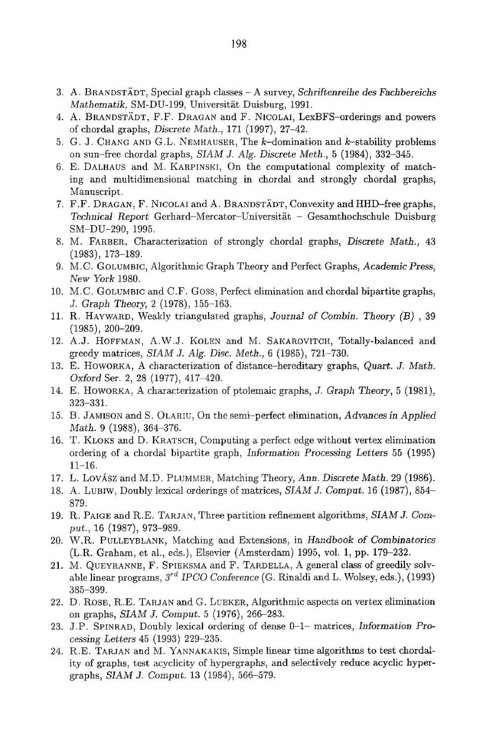3. A. Brandstädt, Special graph classes – A survey, *Schriftenreihe des Fachbereichs Mathematik*, SM-DU-199, Universität Duisburg, 1991.
4. A. Brandstädt, F.F. Dragan and F. Nicolai, LexBFS–orderings and powers of chordal graphs, *Discrete Math.*, 171 (1997), 27–42.
5. G. J. Chang and G.L. Nemhauser, The $k$–domination and $k$–stability problems on sun–free chordal graphs, *SIAM J. Alg. Discrete Meth.*, 5 (1984), 332–345.
6. E. Dalhaus and M. Karpinski, On the computational complexity of matching and multidimensional matching in chordal and strongly chordal graphs, Manuscript.
7. F.F. Dragan, F. Nicolai and A. Brandstädt, Convexity and HHD–free graphs, *Technical Report* Gerhard–Mercator–Universität – Gesamthochschule Duisburg SM–DU–290, 1995.
8. M. Farber, Characterization of strongly chordal graphs, *Discrete Math.*, 43 (1983), 173–189.
9. M.C. Golumbic, Algorithmic Graph Theory and Perfect Graphs, *Academic Press, New York* 1980.
10. M.C. Golumbic and C.F. Goss, Perfect elimination and chordal bipartite graphs, *J. Graph Theory*, 2 (1978), 155–163.
11. R. Hayward, Weakly triangulated graphs, *Journal of Combin. Theory (B)* , 39 (1985), 200–209.
12. A.J. Hoffman, A.W.J. Kolen and M. Sakarovitch, Totally-balanced and greedy matrices, *SIAM J. Alg. Disc. Meth.*, 6 (1985), 721–730.
13. E. Howorka, A characterization of distance-hereditary graphs, *Quart. J. Math. Oxford* Ser. 2, 28 (1977), 417–420.
14. E. Howorka, A characterization of ptolemaic graphs, *J. Graph Theory*, 5 (1981), 323–331.
15. B. Jamison and S. Olariu, On the semi–perfect elimination, *Advances in Applied Math.* 9 (1988), 364–376.
16. T. Kloks and D. Kratsch, Computing a perfect edge without vertex elimination ordering of a chordal bipartite graph, *Information Processing Letters* 55 (1995) 11–16.
17. L. Lovász and M.D. Plummer, Matching Theory, *Ann. Discrete Math.* 29 (1986).
18. A. Lubiw, Doubly lexical orderings of matrices, *SIAM J. Comput.* 16 (1987), 854–879.
19. R. Paige and R.E. Tarjan, Three partition refinement algorithms, *SIAM J. Comput.*, 16 (1987), 973–989.
20. W.R. Pulleyblank, Matching and Extensions, in *Handbook of Combinatorics* (L.R. Graham, et al., eds.), Elsevier (Amsterdam) 1995, vol. 1, pp. 179–232.
21. M. Queyranne, F. Spieksma and F. Tardella, A general class of greedily solvable linear programs, *3rd IPCO Conference* (G. Rinaldi and L. Wolsey, eds.), (1993) 385–399.
22. D. Rose, R.E. Tarjan and G. Lueker, Algorithmic aspects on vertex elimination on graphs, *SIAM J. Comput.* 5 (1976), 266–283.
23. J.P. Spinrad, Doubly lexical ordering of dense 0–1– matrices, *Information Processing Letters* 45 (1993) 229–235.
24. R.E. Tarjan and M. Yannakakis, Simple linear time algorithms to test chordality of graphs, test acyclicity of hypergraphs, and selectively reduce acyclic hypergraphs, *SIAM J. Comput.* 13 (1984), 566–579.